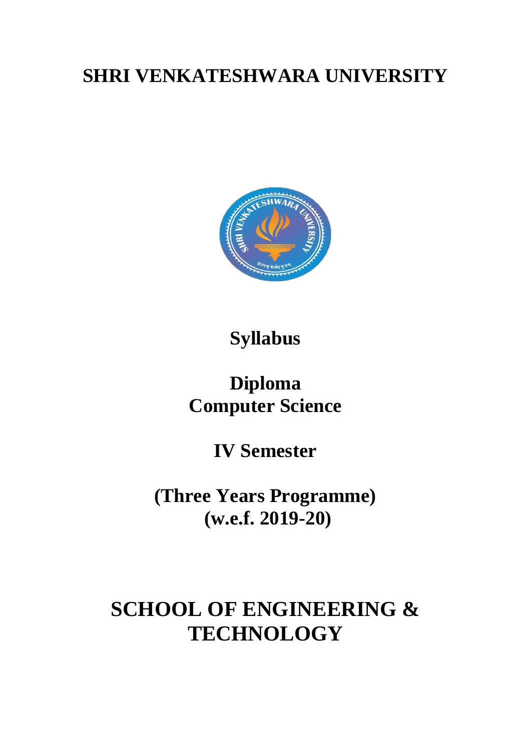# SHRI VENKATESHWARA UNIVERSITY

## Syllabus

## Diploma
## Computer Science

## IV Semester

## (Three Years Programme)
## (w.e.f. 2019-20)

# SCHOOL OF ENGINEERING & TECHNOLOGY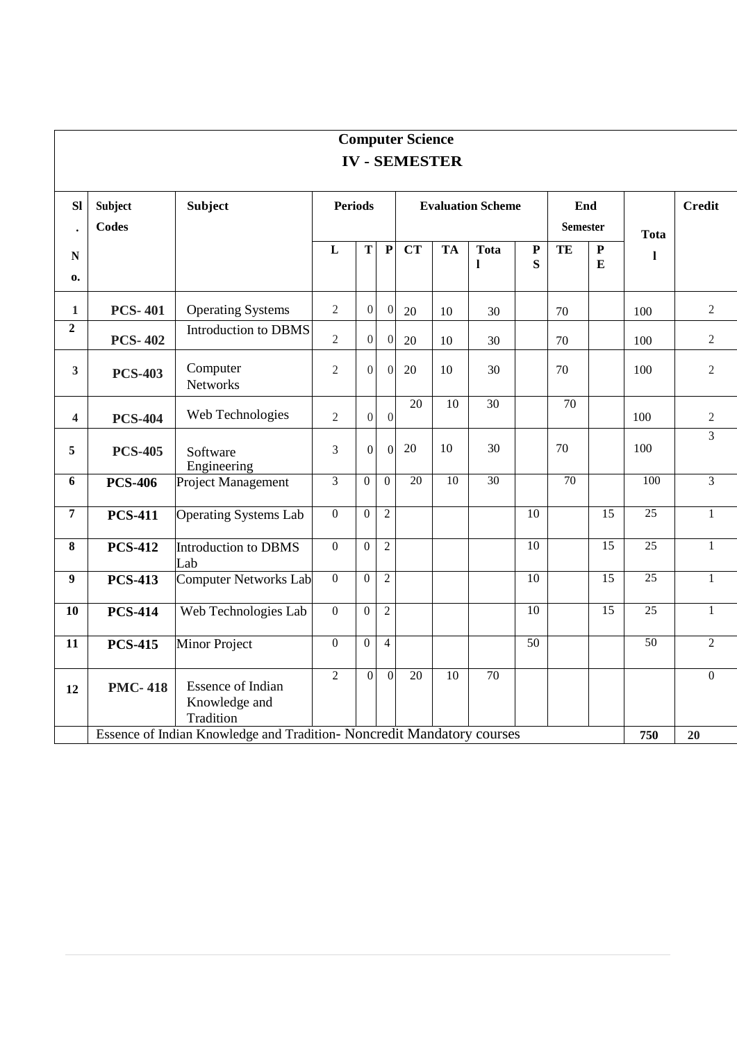# Computer Science

## IV - SEMESTER

| Sl. No. | Subject Codes | Subject | Periods | | | Evaluation Scheme | | | | End Semester | | Total | Credit |
|---|---|---|---|---|---|---|---|---|---|---|---|---|---|
| | | | L | T | P | CT | TA | Total | PS | TE | PE | | |
| 1 | **PCS- 401** | Operating Systems | 2 | 0 | 0 | 20 | 10 | 30 | | 70 | | 100 | 2 |
| 2 | **PCS- 402** | Introduction to DBMS | 2 | 0 | 0 | 20 | 10 | 30 | | 70 | | 100 | 2 |
| 3 | **PCS-403** | Computer Networks | 2 | 0 | 0 | 20 | 10 | 30 | | 70 | | 100 | 2 |
| 4 | **PCS-404** | Web Technologies | 2 | 0 | 0 | 20 | 10 | 30 | | 70 | | 100 | 2 |
| 5 | **PCS-405** | Software Engineering | 3 | 0 | 0 | 20 | 10 | 30 | | 70 | | 100 | 3 |
| 6 | **PCS-406** | Project Management | 3 | 0 | 0 | 20 | 10 | 30 | | 70 | | 100 | 3 |
| 7 | **PCS-411** | Operating Systems Lab | 0 | 0 | 2 | | | | 10 | | 15 | 25 | 1 |
| 8 | **PCS-412** | Introduction to DBMS Lab | 0 | 0 | 2 | | | | 10 | | 15 | 25 | 1 |
| 9 | **PCS-413** | Computer Networks Lab | 0 | 0 | 2 | | | | 10 | | 15 | 25 | 1 |
| 10 | **PCS-414** | Web Technologies Lab | 0 | 0 | 2 | | | | 10 | | 15 | 25 | 1 |
| 11 | **PCS-415** | Minor Project | 0 | 0 | 4 | | | | 50 | | | 50 | 2 |
| 12 | **PMC- 418** | Essence of Indian Knowledge and Tradition | 2 | 0 | 0 | 20 | 10 | 70 | | | | | 0 |
| | Essence of Indian Knowledge and Tradition- Noncredit Mandatory courses | | | | | | | | | | | **750** | **20** |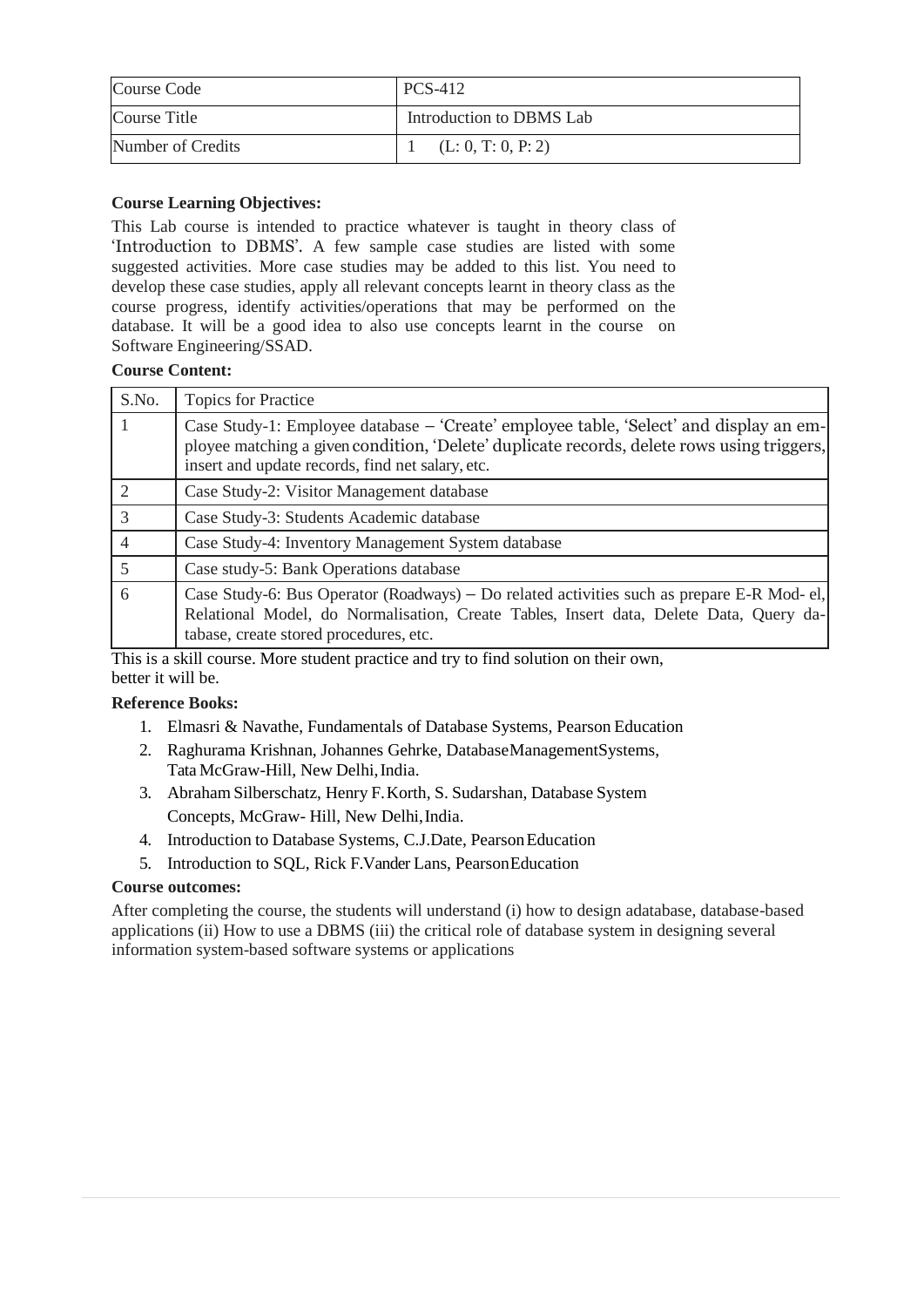| Course Code | PCS-412 |
| --- | --- |
| Course Title | Introduction to DBMS Lab |
| Number of Credits | 1 (L: 0, T: 0, P: 2) |

**Course Learning Objectives:**

This Lab course is intended to practice whatever is taught in theory class of 'Introduction to DBMS'. A few sample case studies are listed with some suggested activities. More case studies may be added to this list. You need to develop these case studies, apply all relevant concepts learnt in theory class as the course progress, identify activities/operations that may be performed on the database. It will be a good idea to also use concepts learnt in the course on Software Engineering/SSAD.

**Course Content:**

| S.No. | Topics for Practice |
| --- | --- |
| 1 | Case Study-1: Employee database – 'Create' employee table, 'Select' and display an employee matching a given condition, 'Delete' duplicate records, delete rows using triggers, insert and update records, find net salary, etc. |
| 2 | Case Study-2: Visitor Management database |
| 3 | Case Study-3: Students Academic database |
| 4 | Case Study-4: Inventory Management System database |
| 5 | Case study-5: Bank Operations database |
| 6 | Case Study-6: Bus Operator (Roadways) – Do related activities such as prepare E-R Model, Relational Model, do Normalisation, Create Tables, Insert data, Delete Data, Query database, create stored procedures, etc. |

This is a skill course. More student practice and try to find solution on their own, better it will be.

**Reference Books:**

1. Elmasri & Navathe, Fundamentals of Database Systems, Pearson Education
2. Raghurama Krishnan, Johannes Gehrke, DatabaseManagementSystems, Tata McGraw-Hill, New Delhi, India.
3. Abraham Silberschatz, Henry F. Korth, S. Sudarshan, Database System Concepts, McGraw- Hill, New Delhi, India.
4. Introduction to Database Systems, C.J.Date, Pearson Education
5. Introduction to SQL, Rick F.Vander Lans, Pearson Education

**Course outcomes:**

After completing the course, the students will understand (i) how to design adatabase, database-based applications (ii) How to use a DBMS (iii) the critical role of database system in designing several information system-based software systems or applications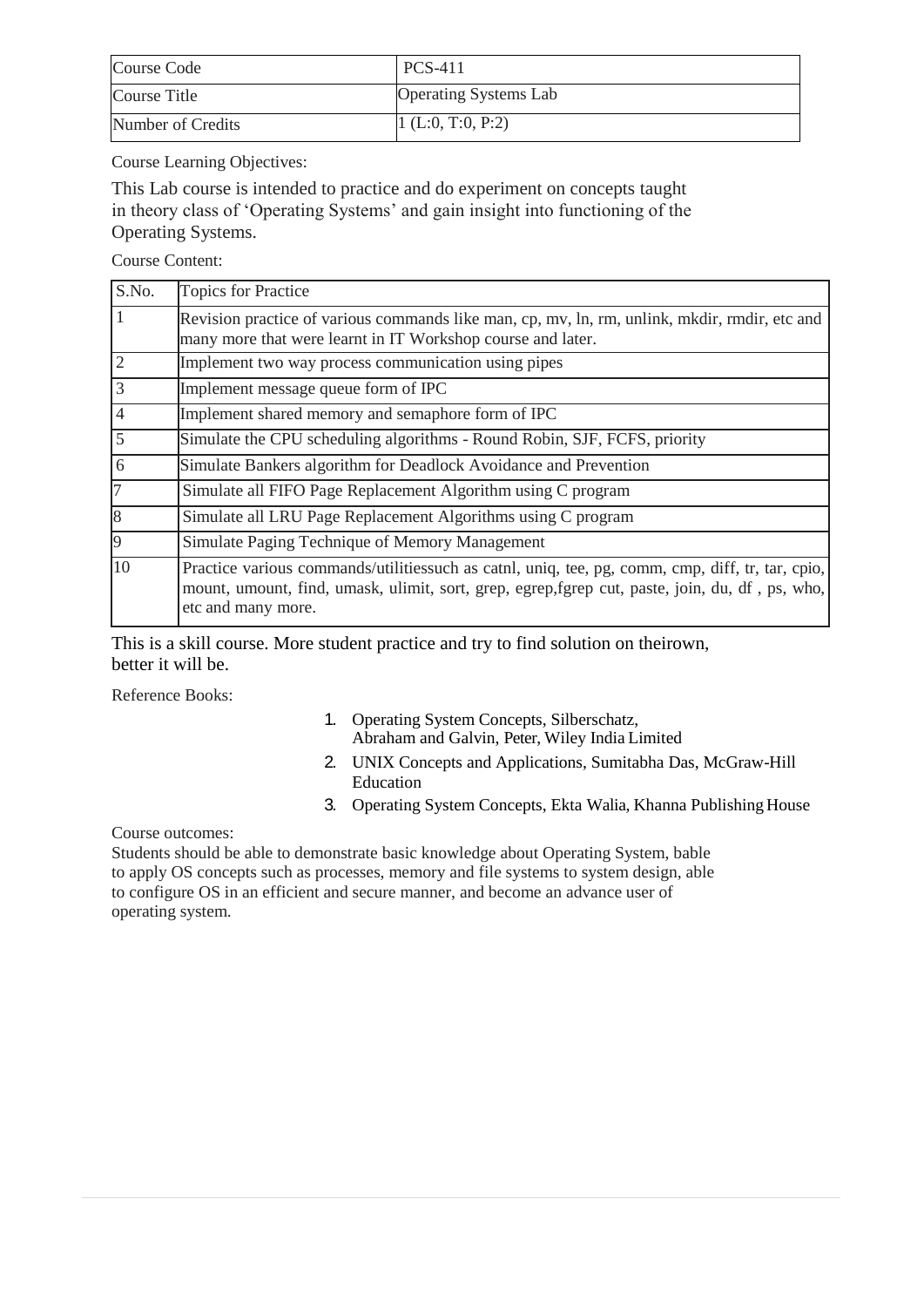| Course Code | PCS-411 |
|---|---|
| Course Title | Operating Systems Lab |
| Number of Credits | 1 (L:0, T:0, P:2) |

Course Learning Objectives:

This Lab course is intended to practice and do experiment on concepts taught in theory class of 'Operating Systems' and gain insight into functioning of the Operating Systems.

Course Content:

| S.No. | Topics for Practice |
|---|---|
| 1 | Revision practice of various commands like man, cp, mv, ln, rm, unlink, mkdir, rmdir, etc and many more that were learnt in IT Workshop course and later. |
| 2 | Implement two way process communication using pipes |
| 3 | Implement message queue form of IPC |
| 4 | Implement shared memory and semaphore form of IPC |
| 5 | Simulate the CPU scheduling algorithms - Round Robin, SJF, FCFS, priority |
| 6 | Simulate Bankers algorithm for Deadlock Avoidance and Prevention |
| 7 | Simulate all FIFO Page Replacement Algorithm using C program |
| 8 | Simulate all LRU Page Replacement Algorithms using C program |
| 9 | Simulate Paging Technique of Memory Management |
| 10 | Practice various commands/utilitiessuch as catnl, uniq, tee, pg, comm, cmp, diff, tr, tar, cpio, mount, umount, find, umask, ulimit, sort, grep, egrep,fgrep cut, paste, join, du, df , ps, who, etc and many more. |

This is a skill course. More student practice and try to find solution on theirown, better it will be.

Reference Books:

1. Operating System Concepts, Silberschatz, Abraham and Galvin, Peter, Wiley India Limited
2. UNIX Concepts and Applications, Sumitabha Das, McGraw-Hill Education
3. Operating System Concepts, Ekta Walia, Khanna Publishing House

Course outcomes:

Students should be able to demonstrate basic knowledge about Operating System, bable to apply OS concepts such as processes, memory and file systems to system design, able to configure OS in an efficient and secure manner, and become an advance user of operating system.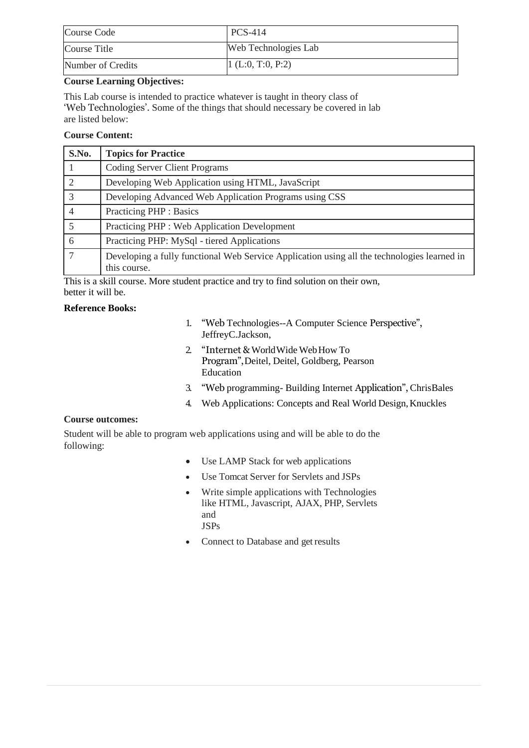| Course Code | PCS-414 |
|---|---|
| Course Title | Web Technologies Lab |
| Number of Credits | 1 (L:0, T:0, P:2) |

**Course Learning Objectives:**

This Lab course is intended to practice whatever is taught in theory class of 'Web Technologies'. Some of the things that should necessary be covered in lab are listed below:

**Course Content:**

| S.No. | Topics for Practice |
|---|---|
| 1 | Coding Server Client Programs |
| 2 | Developing Web Application using HTML, JavaScript |
| 3 | Developing Advanced Web Application Programs using CSS |
| 4 | Practicing PHP : Basics |
| 5 | Practicing PHP : Web Application Development |
| 6 | Practicing PHP: MySql - tiered Applications |
| 7 | Developing a fully functional Web Service Application using all the technologies learned in this course. |

This is a skill course. More student practice and try to find solution on their own, better it will be.

**Reference Books:**

1. "Web Technologies--A Computer Science Perspective", JeffreyC.Jackson,
2. "Internet & WorldWide Web How To Program", Deitel, Deitel, Goldberg, Pearson Education
3. "Web programming- Building Internet Application", ChrisBales
4. Web Applications: Concepts and Real World Design, Knuckles

**Course outcomes:**

Student will be able to program web applications using and will be able to do the following:

- Use LAMP Stack for web applications
- Use Tomcat Server for Servlets and JSPs
- Write simple applications with Technologies like HTML, Javascript, AJAX, PHP, Servlets and JSPs
- Connect to Database and get results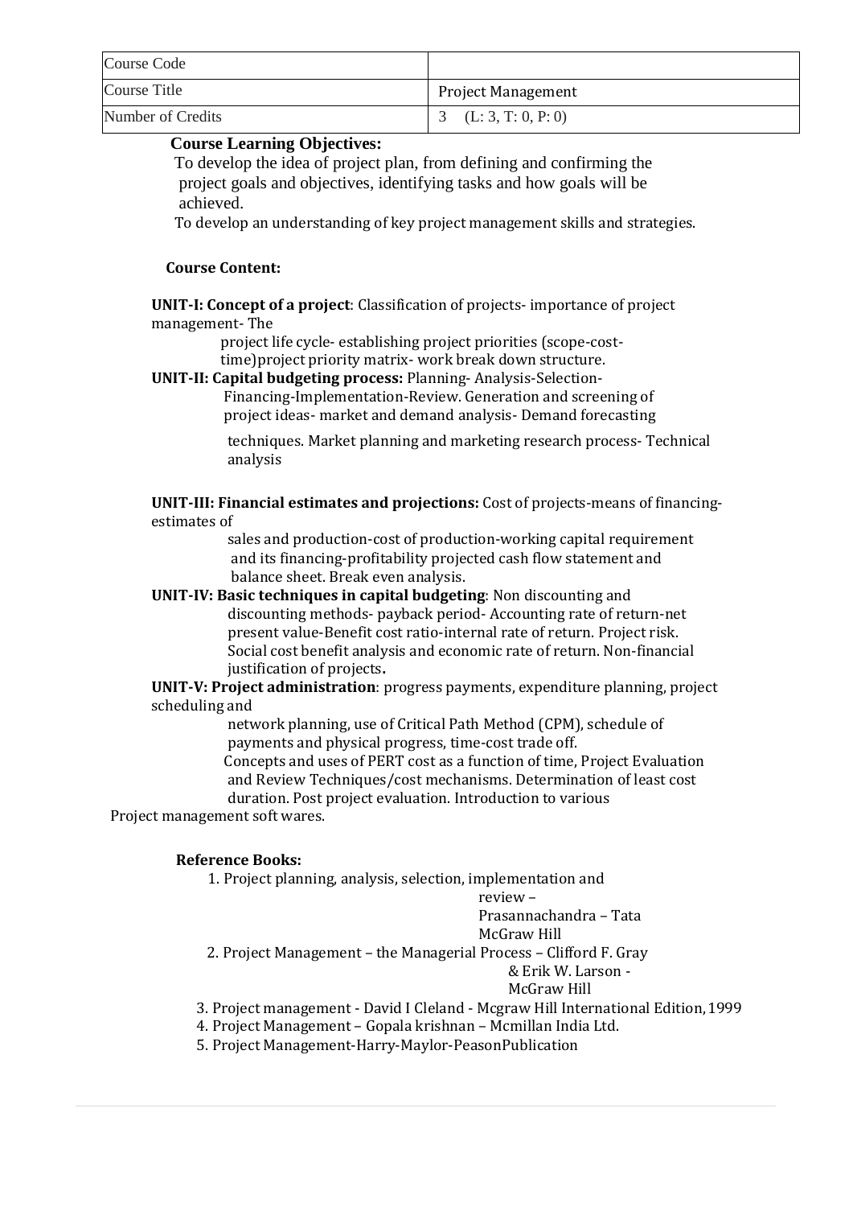| Course Code | |
|---|---|
| Course Title | Project Management |
| Number of Credits | 3 (L: 3, T: 0, P: 0) |

**Course Learning Objectives:**

To develop the idea of project plan, from defining and confirming the project goals and objectives, identifying tasks and how goals will be achieved.

To develop an understanding of key project management skills and strategies.

**Course Content:**

**UNIT-I: Concept of a project**: Classification of projects- importance of project management- The project life cycle- establishing project priorities (scope-cost-time)project priority matrix- work break down structure.

**UNIT-II: Capital budgeting process:** Planning- Analysis-Selection-Financing-Implementation-Review. Generation and screening of project ideas- market and demand analysis- Demand forecasting techniques. Market planning and marketing research process- Technical analysis

**UNIT-III: Financial estimates and projections:** Cost of projects-means of financing-estimates of sales and production-cost of production-working capital requirement and its financing-profitability projected cash flow statement and balance sheet. Break even analysis.

**UNIT-IV: Basic techniques in capital budgeting**: Non discounting and discounting methods- payback period- Accounting rate of return-net present value-Benefit cost ratio-internal rate of return. Project risk. Social cost benefit analysis and economic rate of return. Non-financial justification of projects**.**

**UNIT-V: Project administration**: progress payments, expenditure planning, project scheduling and network planning, use of Critical Path Method (CPM), schedule of payments and physical progress, time-cost trade off. Concepts and uses of PERT cost as a function of time, Project Evaluation and Review Techniques/cost mechanisms. Determination of least cost duration. Post project evaluation. Introduction to various Project management soft wares.

**Reference Books:**

1. Project planning, analysis, selection, implementation and review – Prasannachandra – Tata McGraw Hill
2. Project Management – the Managerial Process – Clifford F. Gray & Erik W. Larson - McGraw Hill
3. Project management - David I Cleland - Mcgraw Hill International Edition, 1999
4. Project Management – Gopala krishnan – Mcmillan India Ltd.
5. Project Management-Harry-Maylor-PeasonPublication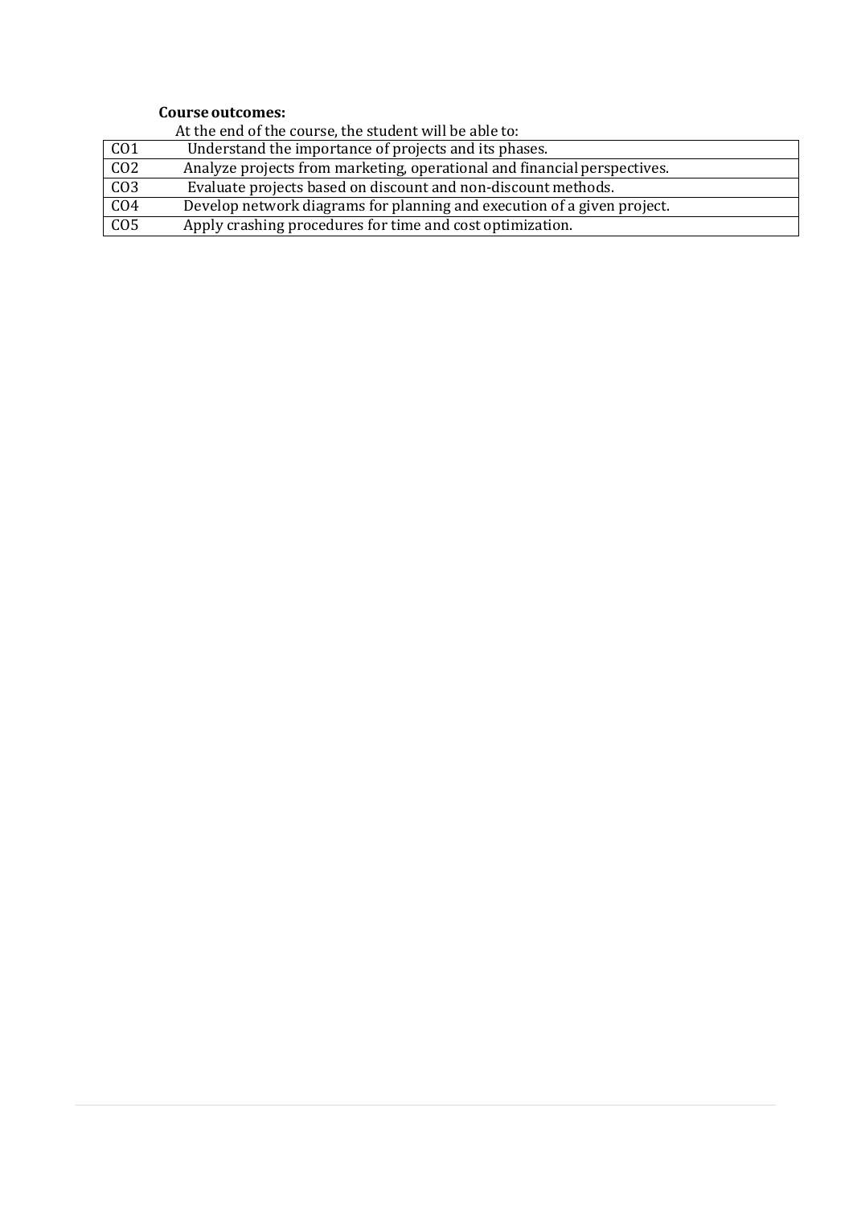**Course outcomes:**

At the end of the course, the student will be able to:

| | |
|---|---|
| CO1 | Understand the importance of projects and its phases. |
| CO2 | Analyze projects from marketing, operational and financial perspectives. |
| CO3 | Evaluate projects based on discount and non-discount methods. |
| CO4 | Develop network diagrams for planning and execution of a given project. |
| CO5 | Apply crashing procedures for time and cost optimization. |